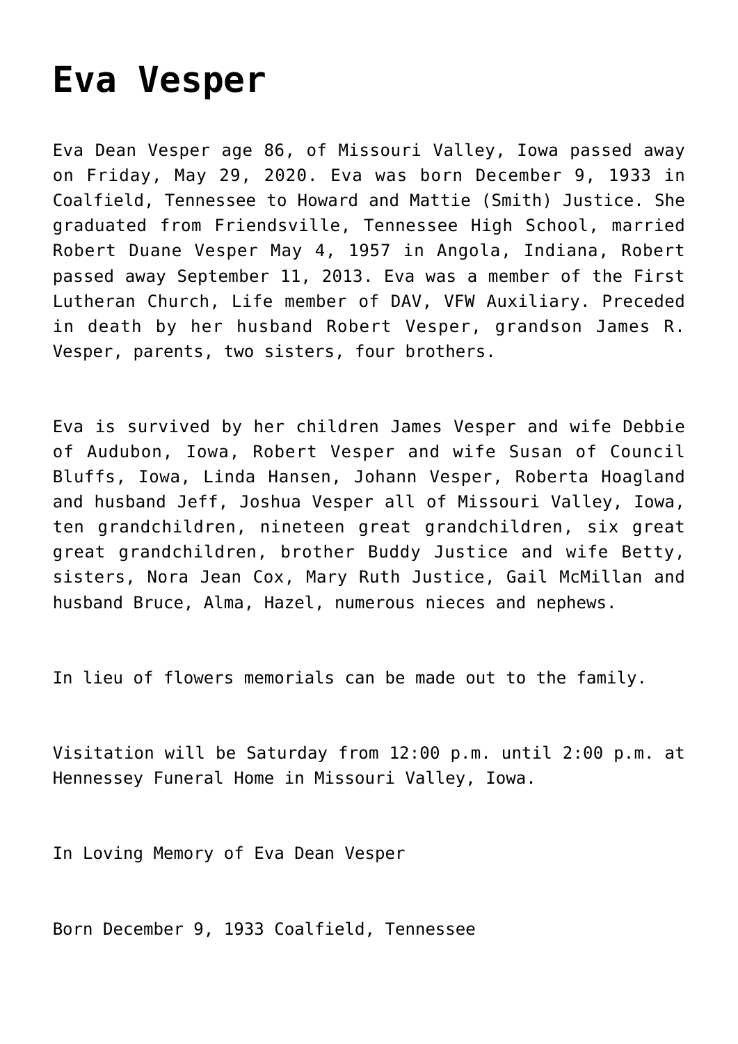# Eva Vesper

Eva Dean Vesper age 86, of Missouri Valley, Iowa passed away on Friday, May 29, 2020. Eva was born December 9, 1933 in Coalfield, Tennessee to Howard and Mattie (Smith) Justice. She graduated from Friendsville, Tennessee High School, married Robert Duane Vesper May 4, 1957 in Angola, Indiana, Robert passed away September 11, 2013. Eva was a member of the First Lutheran Church, Life member of DAV, VFW Auxiliary. Preceded in death by her husband Robert Vesper, grandson James R. Vesper, parents, two sisters, four brothers.

Eva is survived by her children James Vesper and wife Debbie of Audubon, Iowa, Robert Vesper and wife Susan of Council Bluffs, Iowa, Linda Hansen, Johann Vesper, Roberta Hoagland and husband Jeff, Joshua Vesper all of Missouri Valley, Iowa, ten grandchildren, nineteen great grandchildren, six great great grandchildren, brother Buddy Justice and wife Betty, sisters, Nora Jean Cox, Mary Ruth Justice, Gail McMillan and husband Bruce, Alma, Hazel, numerous nieces and nephews.

In lieu of flowers memorials can be made out to the family.

Visitation will be Saturday from 12:00 p.m. until 2:00 p.m. at Hennessey Funeral Home in Missouri Valley, Iowa.

In Loving Memory of Eva Dean Vesper

Born December 9, 1933 Coalfield, Tennessee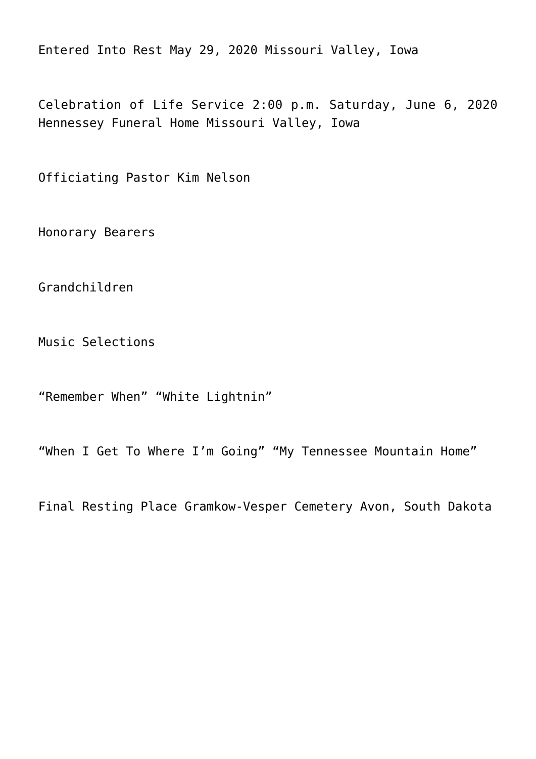Entered Into Rest May 29, 2020 Missouri Valley, Iowa

Celebration of Life Service 2:00 p.m. Saturday, June 6, 2020 Hennessey Funeral Home Missouri Valley, Iowa

Officiating Pastor Kim Nelson

Honorary Bearers

Grandchildren

Music Selections

“Remember When” “White Lightnin”

“When I Get To Where I’m Going” “My Tennessee Mountain Home”

Final Resting Place Gramkow-Vesper Cemetery Avon, South Dakota